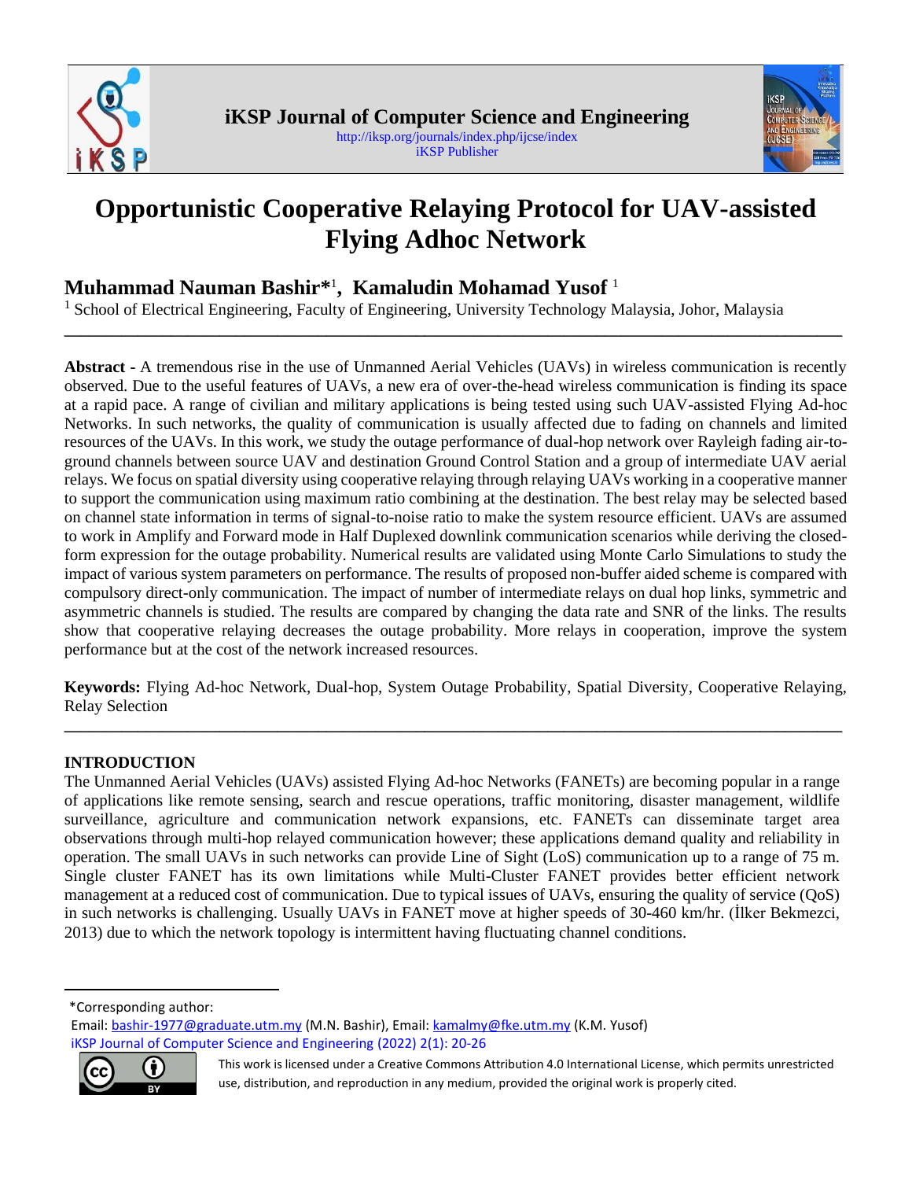# Opportunistic Cooperative Relaying Protocol for UAV-assisted Flying Adhoc Network

**Muhammad Nauman Bashir***[1], **Kamaludin Mohamad Yusof** [1]

[1] School of Electrical Engineering, Faculty of Engineering, University Technology Malaysia, Johor, Malaysia

---

**Abstract -** A tremendous rise in the use of Unmanned Aerial Vehicles (UAVs) in wireless communication is recently observed. Due to the useful features of UAVs, a new era of over-the-head wireless communication is finding its space at a rapid pace. A range of civilian and military applications is being tested using such UAV-assisted Flying Ad-hoc Networks. In such networks, the quality of communication is usually affected due to fading on channels and limited resources of the UAVs. In this work, we study the outage performance of dual-hop network over Rayleigh fading air-to-ground channels between source UAV and destination Ground Control Station and a group of intermediate UAV aerial relays. We focus on spatial diversity using cooperative relaying through relaying UAVs working in a cooperative manner to support the communication using maximum ratio combining at the destination. The best relay may be selected based on channel state information in terms of signal-to-noise ratio to make the system resource efficient. UAVs are assumed to work in Amplify and Forward mode in Half Duplexed downlink communication scenarios while deriving the closed-form expression for the outage probability. Numerical results are validated using Monte Carlo Simulations to study the impact of various system parameters on performance. The results of proposed non-buffer aided scheme is compared with compulsory direct-only communication. The impact of number of intermediate relays on dual hop links, symmetric and asymmetric channels is studied. The results are compared by changing the data rate and SNR of the links. The results show that cooperative relaying decreases the outage probability. More relays in cooperation, improve the system performance but at the cost of the network increased resources.

**Keywords:** Flying Ad-hoc Network, Dual-hop, System Outage Probability, Spatial Diversity, Cooperative Relaying, Relay Selection

---

## INTRODUCTION

The Unmanned Aerial Vehicles (UAVs) assisted Flying Ad-hoc Networks (FANETs) are becoming popular in a range of applications like remote sensing, search and rescue operations, traffic monitoring, disaster management, wildlife surveillance, agriculture and communication network expansions, etc. FANETs can disseminate target area observations through multi-hop relayed communication however; these applications demand quality and reliability in operation. The small UAVs in such networks can provide Line of Sight (LoS) communication up to a range of 75 m. Single cluster FANET has its own limitations while Multi-Cluster FANET provides better efficient network management at a reduced cost of communication. Due to typical issues of UAVs, ensuring the quality of service (QoS) in such networks is challenging. Usually UAVs in FANET move at higher speeds of 30-460 km/hr. (İlker Bekmezci, 2013) due to which the network topology is intermittent having fluctuating channel conditions.

---

*Corresponding author:
Email: bashir-1977@graduate.utm.my (M.N. Bashir), Email: kamalmy@fke.utm.my (K.M. Yusof)

This work is licensed under a Creative Commons Attribution 4.0 International License, which permits unrestricted use, distribution, and reproduction in any medium, provided the original work is properly cited.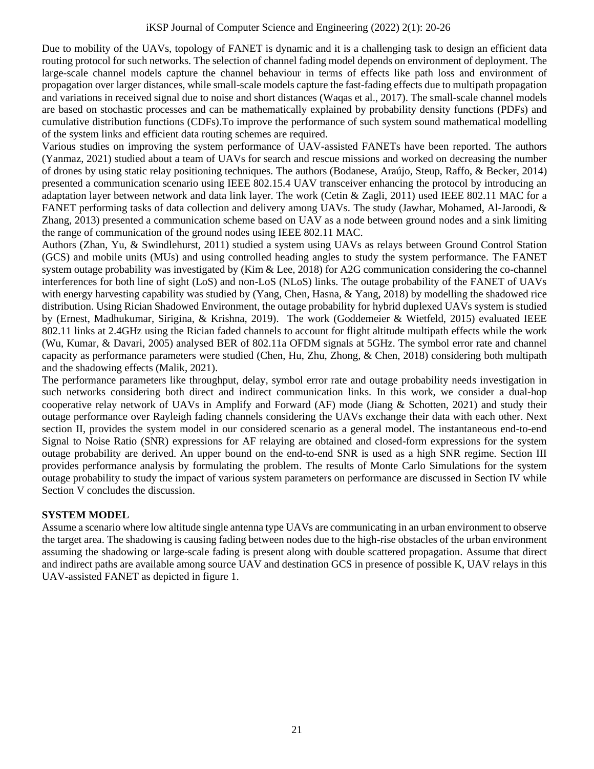Due to mobility of the UAVs, topology of FANET is dynamic and it is a challenging task to design an efficient data routing protocol for such networks. The selection of channel fading model depends on environment of deployment. The large-scale channel models capture the channel behaviour in terms of effects like path loss and environment of propagation over larger distances, while small-scale models capture the fast-fading effects due to multipath propagation and variations in received signal due to noise and short distances (Waqas et al., 2017). The small-scale channel models are based on stochastic processes and can be mathematically explained by probability density functions (PDFs) and cumulative distribution functions (CDFs).To improve the performance of such system sound mathematical modelling of the system links and efficient data routing schemes are required.

Various studies on improving the system performance of UAV-assisted FANETs have been reported. The authors (Yanmaz, 2021) studied about a team of UAVs for search and rescue missions and worked on decreasing the number of drones by using static relay positioning techniques. The authors (Bodanese, Araújo, Steup, Raffo, & Becker, 2014) presented a communication scenario using IEEE 802.15.4 UAV transceiver enhancing the protocol by introducing an adaptation layer between network and data link layer. The work (Cetin & Zagli, 2011) used IEEE 802.11 MAC for a FANET performing tasks of data collection and delivery among UAVs. The study (Jawhar, Mohamed, Al-Jaroodi, & Zhang, 2013) presented a communication scheme based on UAV as a node between ground nodes and a sink limiting the range of communication of the ground nodes using IEEE 802.11 MAC.

Authors (Zhan, Yu, & Swindlehurst, 2011) studied a system using UAVs as relays between Ground Control Station (GCS) and mobile units (MUs) and using controlled heading angles to study the system performance. The FANET system outage probability was investigated by (Kim & Lee, 2018) for A2G communication considering the co-channel interferences for both line of sight (LoS) and non-LoS (NLoS) links. The outage probability of the FANET of UAVs with energy harvesting capability was studied by (Yang, Chen, Hasna, & Yang, 2018) by modelling the shadowed rice distribution. Using Rician Shadowed Environment, the outage probability for hybrid duplexed UAVs system is studied by (Ernest, Madhukumar, Sirigina, & Krishna, 2019). The work (Goddemeier & Wietfeld, 2015) evaluated IEEE 802.11 links at 2.4GHz using the Rician faded channels to account for flight altitude multipath effects while the work (Wu, Kumar, & Davari, 2005) analysed BER of 802.11a OFDM signals at 5GHz. The symbol error rate and channel capacity as performance parameters were studied (Chen, Hu, Zhu, Zhong, & Chen, 2018) considering both multipath and the shadowing effects (Malik, 2021).

The performance parameters like throughput, delay, symbol error rate and outage probability needs investigation in such networks considering both direct and indirect communication links. In this work, we consider a dual-hop cooperative relay network of UAVs in Amplify and Forward (AF) mode (Jiang & Schotten, 2021) and study their outage performance over Rayleigh fading channels considering the UAVs exchange their data with each other. Next section II, provides the system model in our considered scenario as a general model. The instantaneous end-to-end Signal to Noise Ratio (SNR) expressions for AF relaying are obtained and closed-form expressions for the system outage probability are derived. An upper bound on the end-to-end SNR is used as a high SNR regime. Section III provides performance analysis by formulating the problem. The results of Monte Carlo Simulations for the system outage probability to study the impact of various system parameters on performance are discussed in Section IV while Section V concludes the discussion.

## SYSTEM MODEL

Assume a scenario where low altitude single antenna type UAVs are communicating in an urban environment to observe the target area. The shadowing is causing fading between nodes due to the high-rise obstacles of the urban environment assuming the shadowing or large-scale fading is present along with double scattered propagation. Assume that direct and indirect paths are available among source UAV and destination GCS in presence of possible K, UAV relays in this UAV-assisted FANET as depicted in figure 1.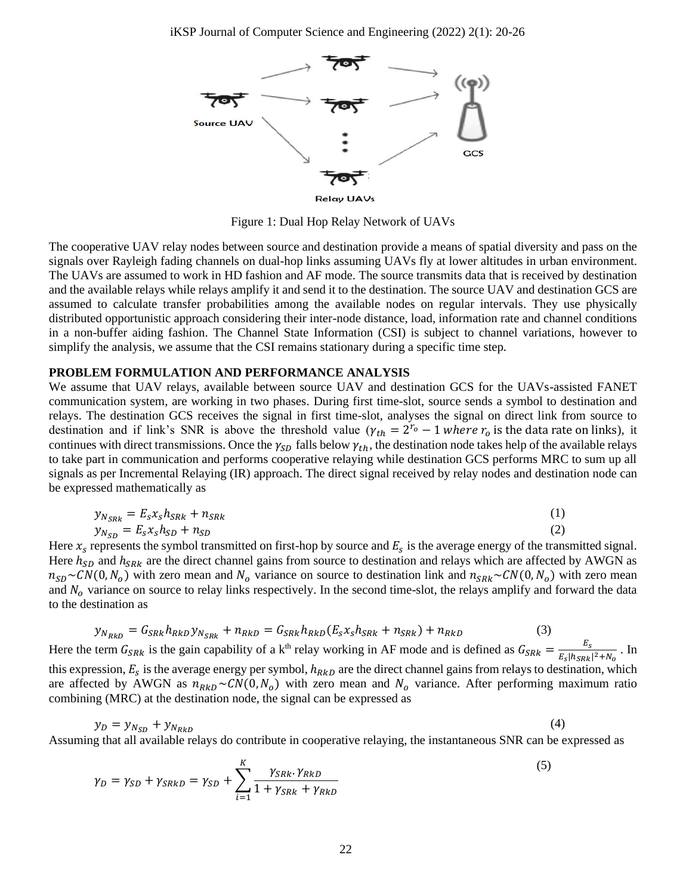Figure 1: Dual Hop Relay Network of UAVs

The cooperative UAV relay nodes between source and destination provide a means of spatial diversity and pass on the signals over Rayleigh fading channels on dual-hop links assuming UAVs fly at lower altitudes in urban environment. The UAVs are assumed to work in HD fashion and AF mode. The source transmits data that is received by destination and the available relays while relays amplify it and send it to the destination. The source UAV and destination GCS are assumed to calculate transfer probabilities among the available nodes on regular intervals. They use physically distributed opportunistic approach considering their inter-node distance, load, information rate and channel conditions in a non-buffer aiding fashion. The Channel State Information (CSI) is subject to channel variations, however to simplify the analysis, we assume that the CSI remains stationary during a specific time step.

**PROBLEM FORMULATION AND PERFORMANCE ANALYSIS**

We assume that UAV relays, available between source UAV and destination GCS for the UAVs-assisted FANET communication system, are working in two phases. During first time-slot, source sends a symbol to destination and relays. The destination GCS receives the signal in first time-slot, analyses the signal on direct link from source to destination and if link's SNR is above the threshold value ($\gamma_{th} = 2^{r_o} - 1$ *where* $r_o$ is the data rate on links), it continues with direct transmissions. Once the $\gamma_{SD}$ falls below $\gamma_{th}$, the destination node takes help of the available relays to take part in communication and performs cooperative relaying while destination GCS performs MRC to sum up all signals as per Incremental Relaying (IR) approach. The direct signal received by relay nodes and destination node can be expressed mathematically as

$$y_{N_{SRk}} = E_s x_s h_{SRk} + n_{SRk} \tag{1}$$

$$y_{N_{SD}} = E_s x_s h_{SD} + n_{SD} \tag{2}$$

Here $x_s$ represents the symbol transmitted on first-hop by source and $E_s$ is the average energy of the transmitted signal. Here $h_{SD}$ and $h_{SRk}$ are the direct channel gains from source to destination and relays which are affected by AWGN as $n_{SD} \sim CN(0, N_o)$ with zero mean and $N_o$ variance on source to destination link and $n_{SRk} \sim CN(0, N_o)$ with zero mean and $N_o$ variance on source to relay links respectively. In the second time-slot, the relays amplify and forward the data to the destination as

$$y_{N_{RkD}} = G_{SRk} h_{RkD} y_{N_{SRk}} + n_{RkD} = G_{SRk} h_{RkD} (E_s x_s h_{SRk} + n_{SRk}) + n_{RkD} \tag{3}$$

Here the term $G_{SRk}$ is the gain capability of a k[th] relay working in AF mode and is defined as $G_{SRk} = \frac{E_s}{E_s |h_{SRk}|^2 + N_o}$. In this expression, $E_s$ is the average energy per symbol, $h_{RkD}$ are the direct channel gains from relays to destination, which are affected by AWGN as $n_{RkD} \sim CN(0, N_o)$ with zero mean and $N_o$ variance. After performing maximum ratio combining (MRC) at the destination node, the signal can be expressed as

$$y_D = y_{N_{SD}} + y_{N_{RkD}} \tag{4}$$

Assuming that all available relays do contribute in cooperative relaying, the instantaneous SNR can be expressed as

$$\gamma_D = \gamma_{SD} + \gamma_{SRkD} = \gamma_{SD} + \sum_{i=1}^{K} \frac{\gamma_{SRk} \cdot \gamma_{RkD}}{1 + \gamma_{SRk} + \gamma_{RkD}} \tag{5}$$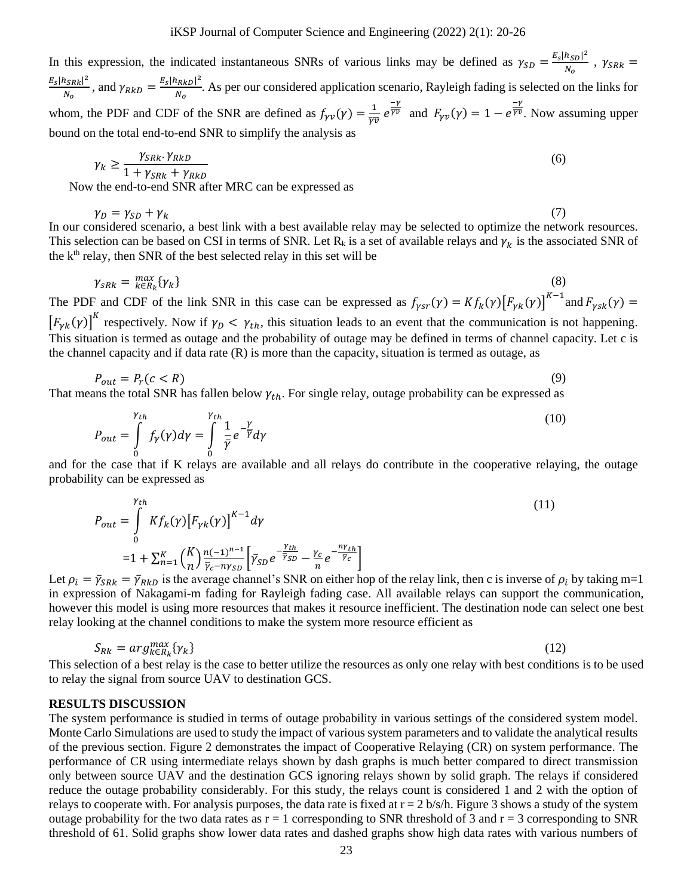In this expression, the indicated instantaneous SNRs of various links may be defined as $\gamma_{SD} = \frac{E_s|h_{SD}|^2}{N_o}$ , $\gamma_{SRk} = \frac{E_s|h_{SRk}|^2}{N_o}$ , and $\gamma_{RkD} = \frac{E_s|h_{RkD}|^2}{N_o}$. As per our considered application scenario, Rayleigh fading is selected on the links for whom, the PDF and CDF of the SNR are defined as $f_{\gamma v}(\gamma) = \frac{1}{\overline{\gamma v}} e^{\frac{-\gamma}{\overline{\gamma v}}}$ and $F_{\gamma v}(\gamma) = 1 - e^{\frac{-\gamma}{\overline{\gamma v}}}$. Now assuming upper bound on the total end-to-end SNR to simplify the analysis as

$$\gamma_k \geq \frac{\gamma_{SRk} \cdot \gamma_{RkD}}{1 + \gamma_{SRk} + \gamma_{RkD}} \tag{6}$$

Now the end-to-end SNR after MRC can be expressed as

$$\gamma_D = \gamma_{SD} + \gamma_k \tag{7}$$

In our considered scenario, a best link with a best available relay may be selected to optimize the network resources. This selection can be based on CSI in terms of SNR. Let $R_k$ is a set of available relays and $\gamma_k$ is the associated SNR of the k[th] relay, then SNR of the best selected relay in this set will be

$$\gamma_{sRk} = \max_{k \in R_k} \{\gamma_k\} \tag{8}$$

The PDF and CDF of the link SNR in this case can be expressed as $f_{\gamma sr}(\gamma) = K f_k(\gamma)\left[F_{\gamma k}(\gamma)\right]^{K-1}$ and $F_{\gamma sk}(\gamma) = \left[F_{\gamma k}(\gamma)\right]^K$ respectively. Now if $\gamma_D < \gamma_{th}$, this situation leads to an event that the communication is not happening. This situation is termed as outage and the probability of outage may be defined in terms of channel capacity. Let c is the channel capacity and if data rate (R) is more than the capacity, situation is termed as outage, as

$$P_{out} = P_r(c < R) \tag{9}$$

That means the total SNR has fallen below $\gamma_{th}$. For single relay, outage probability can be expressed as

$$P_{out} = \int_0^{\gamma_{th}} f_\gamma(\gamma) d\gamma = \int_0^{\gamma_{th}} \frac{1}{\bar{\gamma}} e^{-\frac{\gamma}{\bar{\gamma}}} d\gamma \tag{10}$$

and for the case that if K relays are available and all relays do contribute in the cooperative relaying, the outage probability can be expressed as

$$\begin{aligned} P_{out} &= \int_0^{\gamma_{th}} K f_k(\gamma)\left[F_{\gamma k}(\gamma)\right]^{K-1} d\gamma \\ &= 1 + \sum_{n=1}^{K} \binom{K}{n} \frac{n(-1)^{n-1}}{\bar{\gamma}_c - n\gamma_{SD}} \left[\bar{\gamma}_{SD} e^{-\frac{\gamma_{th}}{\bar{\gamma}_{SD}}} - \frac{\gamma_c}{n} e^{-\frac{n\gamma_{th}}{\bar{\gamma}_c}}\right] \end{aligned} \tag{11}$$

Let $\rho_i = \bar{\gamma}_{SRk} = \bar{\gamma}_{RkD}$ is the average channel's SNR on either hop of the relay link, then c is inverse of $\rho_i$ by taking m=1 in expression of Nakagami-m fading for Rayleigh fading case. All available relays can support the communication, however this model is using more resources that makes it resource inefficient. The destination node can select one best relay looking at the channel conditions to make the system more resource efficient as

$$S_{Rk} = \arg\max_{k \in R_k} \{\gamma_k\} \tag{12}$$

This selection of a best relay is the case to better utilize the resources as only one relay with best conditions is to be used to relay the signal from source UAV to destination GCS.

## RESULTS DISCUSSION

The system performance is studied in terms of outage probability in various settings of the considered system model. Monte Carlo Simulations are used to study the impact of various system parameters and to validate the analytical results of the previous section. Figure 2 demonstrates the impact of Cooperative Relaying (CR) on system performance. The performance of CR using intermediate relays shown by dash graphs is much better compared to direct transmission only between source UAV and the destination GCS ignoring relays shown by solid graph. The relays if considered reduce the outage probability considerably. For this study, the relays count is considered 1 and 2 with the option of relays to cooperate with. For analysis purposes, the data rate is fixed at r = 2 b/s/h. Figure 3 shows a study of the system outage probability for the two data rates as r = 1 corresponding to SNR threshold of 3 and r = 3 corresponding to SNR threshold of 61. Solid graphs show lower data rates and dashed graphs show high data rates with various numbers of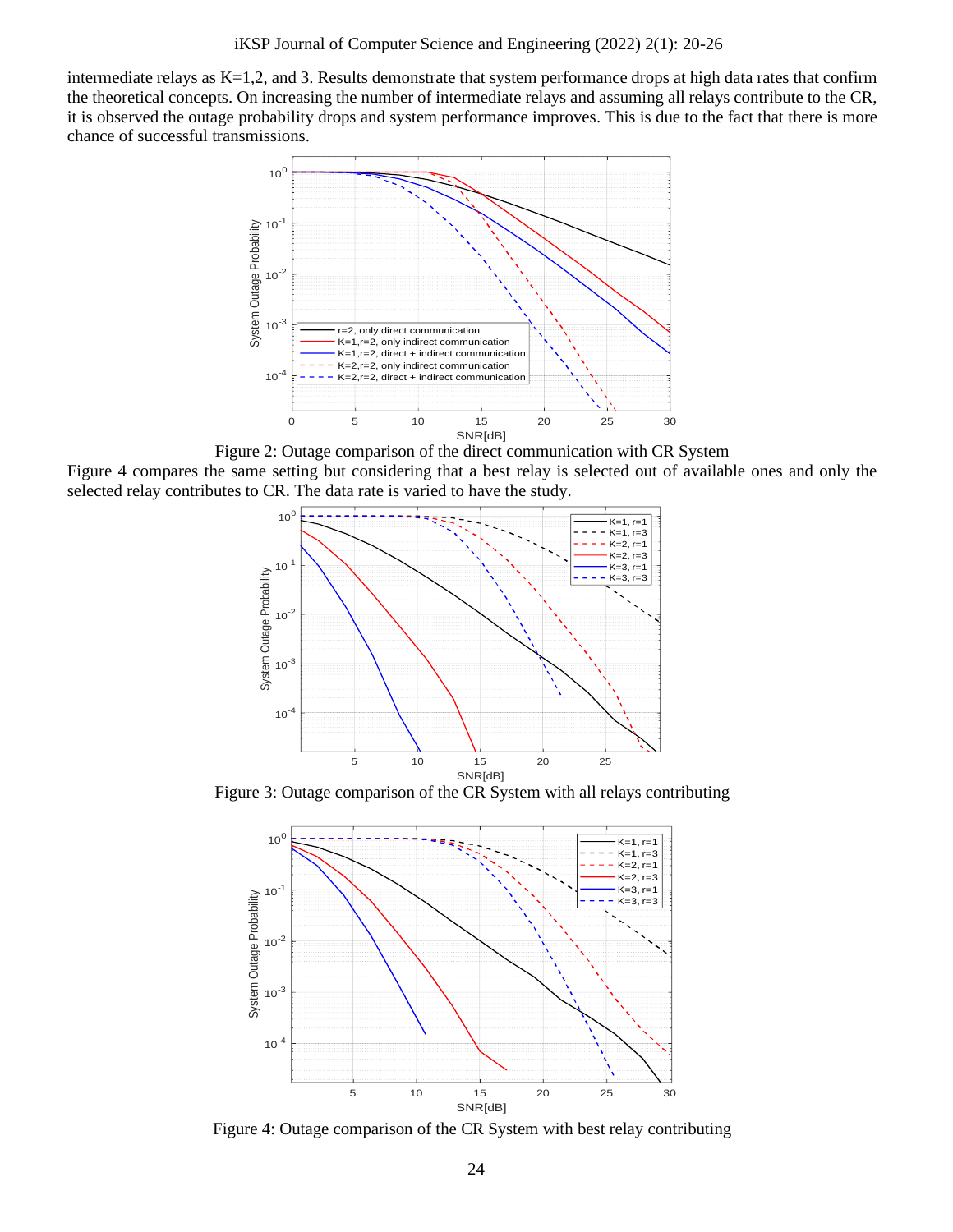intermediate relays as K=1,2, and 3. Results demonstrate that system performance drops at high data rates that confirm the theoretical concepts. On increasing the number of intermediate relays and assuming all relays contribute to the CR, it is observed the outage probability drops and system performance improves. This is due to the fact that there is more chance of successful transmissions.

Figure 2: Outage comparison of the direct communication with CR System

Figure 4 compares the same setting but considering that a best relay is selected out of available ones and only the selected relay contributes to CR. The data rate is varied to have the study.

Figure 3: Outage comparison of the CR System with all relays contributing

Figure 4: Outage comparison of the CR System with best relay contributing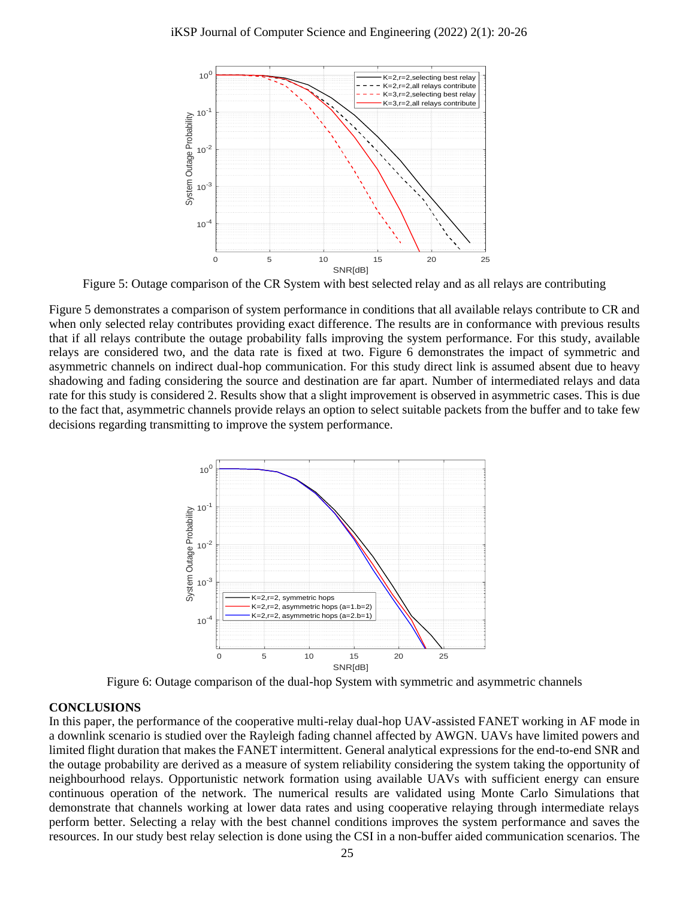Figure 5: Outage comparison of the CR System with best selected relay and as all relays are contributing

Figure 5 demonstrates a comparison of system performance in conditions that all available relays contribute to CR and when only selected relay contributes providing exact difference. The results are in conformance with previous results that if all relays contribute the outage probability falls improving the system performance. For this study, available relays are considered two, and the data rate is fixed at two. Figure 6 demonstrates the impact of symmetric and asymmetric channels on indirect dual-hop communication. For this study direct link is assumed absent due to heavy shadowing and fading considering the source and destination are far apart. Number of intermediated relays and data rate for this study is considered 2. Results show that a slight improvement is observed in asymmetric cases. This is due to the fact that, asymmetric channels provide relays an option to select suitable packets from the buffer and to take few decisions regarding transmitting to improve the system performance.

Figure 6: Outage comparison of the dual-hop System with symmetric and asymmetric channels

## CONCLUSIONS

In this paper, the performance of the cooperative multi-relay dual-hop UAV-assisted FANET working in AF mode in a downlink scenario is studied over the Rayleigh fading channel affected by AWGN. UAVs have limited powers and limited flight duration that makes the FANET intermittent. General analytical expressions for the end-to-end SNR and the outage probability are derived as a measure of system reliability considering the system taking the opportunity of neighbourhood relays. Opportunistic network formation using available UAVs with sufficient energy can ensure continuous operation of the network. The numerical results are validated using Monte Carlo Simulations that demonstrate that channels working at lower data rates and using cooperative relaying through intermediate relays perform better. Selecting a relay with the best channel conditions improves the system performance and saves the resources. In our study best relay selection is done using the CSI in a non-buffer aided communication scenarios. The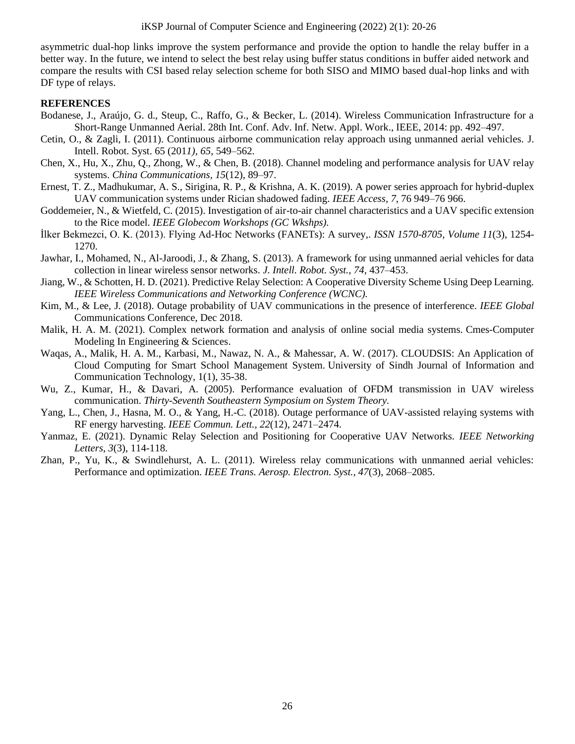asymmetric dual-hop links improve the system performance and provide the option to handle the relay buffer in a better way. In the future, we intend to select the best relay using buffer status conditions in buffer aided network and compare the results with CSI based relay selection scheme for both SISO and MIMO based dual-hop links and with DF type of relays.

## REFERENCES

Bodanese, J., Araújo, G. d., Steup, C., Raffo, G., & Becker, L. (2014). Wireless Communication Infrastructure for a Short-Range Unmanned Aerial. 28th Int. Conf. Adv. Inf. Netw. Appl. Work., IEEE, 2014: pp. 492–497.

Cetin, O., & Zagli, I. (2011). Continuous airborne communication relay approach using unmanned aerial vehicles. J. Intell. Robot. Syst. 65 (201*1), 65*, 549–562.

Chen, X., Hu, X., Zhu, Q., Zhong, W., & Chen, B. (2018). Channel modeling and performance analysis for UAV relay systems. *China Communications*, *15*(12), 89–97.

Ernest, T. Z., Madhukumar, A. S., Sirigina, R. P., & Krishna, A. K. (2019). A power series approach for hybrid-duplex UAV communication systems under Rician shadowed fading. *IEEE Access, 7*, 76 949–76 966.

Goddemeier, N., & Wietfeld, C. (2015). Investigation of air-to-air channel characteristics and a UAV specific extension to the Rice model. *IEEE Globecom Workshops (GC Wkshps).*

İlker Bekmezci, O. K. (2013). Flying Ad-Hoc Networks (FANETs): A survey,. *ISSN 1570-8705, Volume 11*(3), 1254-1270.

Jawhar, I., Mohamed, N., Al-Jaroodi, J., & Zhang, S. (2013). A framework for using unmanned aerial vehicles for data collection in linear wireless sensor networks. *J. Intell. Robot. Syst., 74*, 437–453.

Jiang, W., & Schotten, H. D. (2021). Predictive Relay Selection: A Cooperative Diversity Scheme Using Deep Learning. *IEEE Wireless Communications and Networking Conference (WCNC).*

Kim, M., & Lee, J. (2018). Outage probability of UAV communications in the presence of interference. *IEEE Global* Communications Conference, Dec 2018.

Malik, H. A. M. (2021). Complex network formation and analysis of online social media systems. Cmes-Computer Modeling In Engineering & Sciences.

Waqas, A., Malik, H. A. M., Karbasi, M., Nawaz, N. A., & Mahessar, A. W. (2017). CLOUDSIS: An Application of Cloud Computing for Smart School Management System. University of Sindh Journal of Information and Communication Technology, 1(1), 35-38.

Wu, Z., Kumar, H., & Davari, A. (2005). Performance evaluation of OFDM transmission in UAV wireless communication. *Thirty-Seventh Southeastern Symposium on System Theory.*

Yang, L., Chen, J., Hasna, M. O., & Yang, H.-C. (2018). Outage performance of UAV-assisted relaying systems with RF energy harvesting. *IEEE Commun. Lett., 22*(12), 2471–2474.

Yanmaz, E. (2021). Dynamic Relay Selection and Positioning for Cooperative UAV Networks. *IEEE Networking Letters, 3*(3), 114-118.

Zhan, P., Yu, K., & Swindlehurst, A. L. (2011). Wireless relay communications with unmanned aerial vehicles: Performance and optimization. *IEEE Trans. Aerosp. Electron. Syst., 47*(3), 2068–2085.